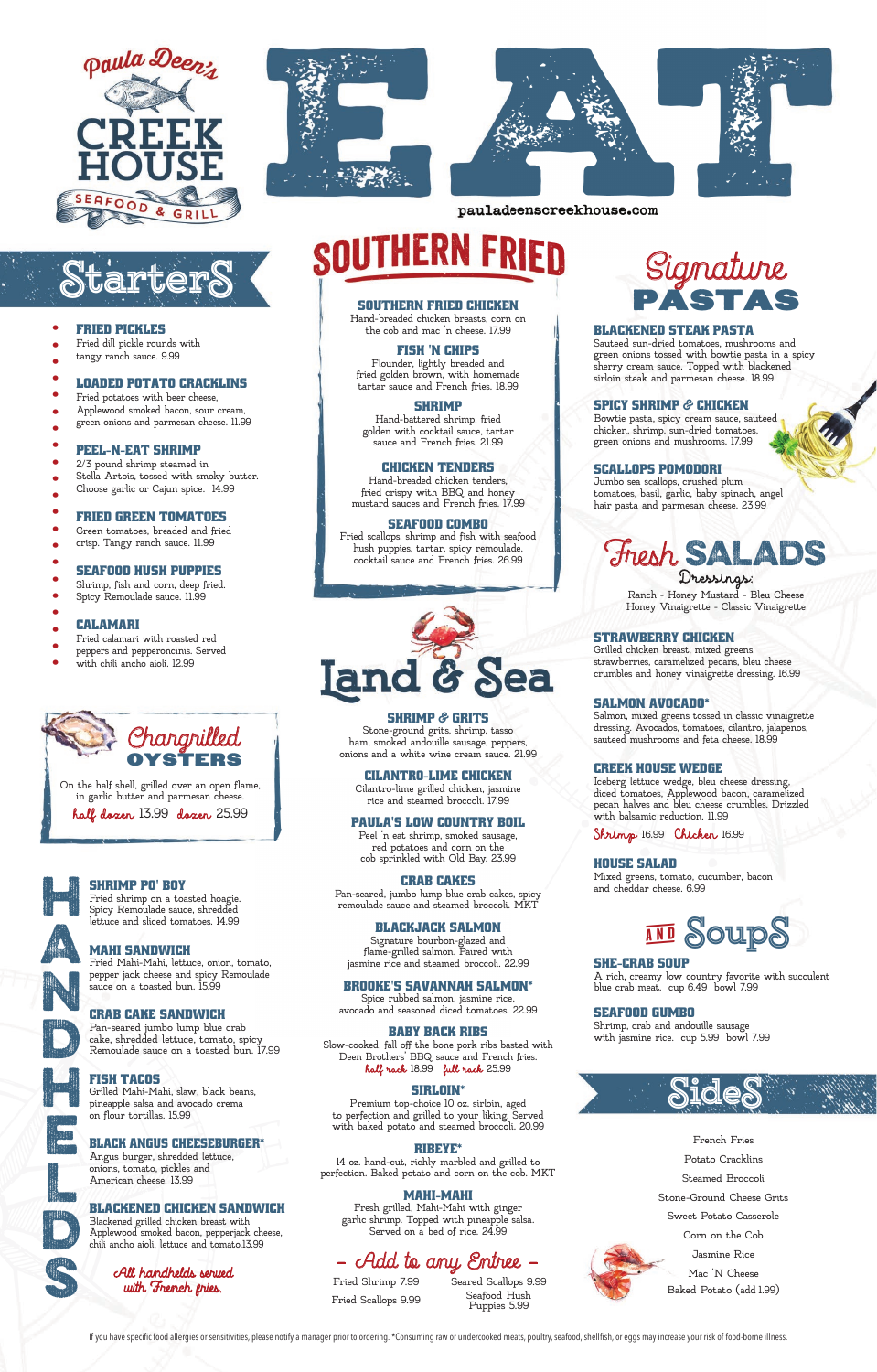# Paula Deen's CREEK HOUSE SEAFOOD & GRILL

# EAT

pauladeenscreekhouse.com

## Starters

- **FRIED PICKLES**
  Fried dill pickle rounds with tangy ranch sauce. 9.99
- **LOADED POTATO CRACKLINS**
  Fried potatoes with beer cheese, Applewood smoked bacon, sour cream, green onions and parmesan cheese. 11.99
- **PEEL-N-EAT SHRIMP**
  2/3 pound shrimp steamed in Stella Artois, tossed with smoky butter. Choose garlic or Cajun spice. 14.99
- **FRIED GREEN TOMATOES**
  Green tomatoes, breaded and fried crisp. Tangy ranch sauce. 11.99
- **SEAFOOD HUSH PUPPIES**
  Shrimp, fish and corn, deep fried. Spicy Remoulade sauce. 11.99
- **CALAMARI**
  Fried calamari with roasted red peppers and pepperoncinis. Served with chili ancho aioli. 12.99

## Chargrilled OYSTERS

On the half shell, grilled over an open flame, in garlic butter and parmesan cheese.

*half dozen* 13.99 *dozen* 25.99

## HANDHELDS

**SHRIMP PO' BOY**
Fried shrimp on a toasted hoagie. Spicy Remoulade sauce, shredded lettuce and sliced tomatoes. 14.99

**MAHI SANDWICH**
Fried Mahi-Mahi, lettuce, onion, tomato, pepper jack cheese and spicy Remoulade sauce on a toasted bun. 15.99

**CRAB CAKE SANDWICH**
Pan-seared jumbo lump blue crab cake, shredded lettuce, tomato, spicy Remoulade sauce on a toasted bun. 17.99

**FISH TACOS**
Grilled Mahi-Mahi, slaw, black beans, pineapple salsa and avocado crema on flour tortillas. 15.99

**BLACK ANGUS CHEESEBURGER***
Angus burger, shredded lettuce, onions, tomato, pickles and American cheese. 13.99

**BLACKENED CHICKEN SANDWICH**
Blackened grilled chicken breast with Applewood smoked bacon, pepperjack cheese, chili ancho aioli, lettuce and tomato. 13.99

*All handhelds served with French fries.*

## SOUTHERN FRIED

**SOUTHERN FRIED CHICKEN**
Hand-breaded chicken breasts, corn on the cob and mac 'n cheese. 17.99

**FISH 'N CHIPS**
Flounder, lightly breaded and fried golden brown, with homemade tartar sauce and French fries. 18.99

**SHRIMP**
Hand-battered shrimp, fried golden with cocktail sauce, tartar sauce and French fries. 21.99

**CHICKEN TENDERS**
Hand-breaded chicken tenders, fried crispy with BBQ and honey mustard sauces and French fries. 17.99

**SEAFOOD COMBO**
Fried scallops, shrimp and fish with seafood hush puppies, tartar, spicy remoulade, cocktail sauce and French fries. 26.99

## Land & Sea

**SHRIMP & GRITS**
Stone-ground grits, shrimp, tasso ham, smoked andouille sausage, peppers, onions and a white wine cream sauce. 21.99

**CILANTRO-LIME CHICKEN**
Cilantro-lime grilled chicken, jasmine rice and steamed broccoli. 17.99

**PAULA'S LOW COUNTRY BOIL**
Peel 'n eat shrimp, smoked sausage, red potatoes and corn on the cob sprinkled with Old Bay. 23.99

**CRAB CAKES**
Pan-seared, jumbo lump blue crab cakes, spicy remoulade sauce and steamed broccoli. MKT

**BLACKJACK SALMON**
Signature bourbon-glazed and flame-grilled salmon. Paired with jasmine rice and steamed broccoli. 22.99

**BROOKE'S SAVANNAH SALMON***
Spice rubbed salmon, jasmine rice, avocado and seasoned diced tomatoes. 22.99

**BABY BACK RIBS**
Slow-cooked, fall off the bone pork ribs basted with Deen Brothers' BBQ sauce and French fries.
*half rack* 18.99 *full rack* 25.99

**SIRLOIN***
Premium top-choice 10 oz. sirloin, aged to perfection and grilled to your liking. Served with baked potato and steamed broccoli. 20.99

**RIBEYE***
14 oz. hand-cut, richly marbled and grilled to perfection. Baked potato and corn on the cob. MKT

**MAHI-MAHI**
Fresh grilled, Mahi-Mahi with ginger garlic shrimp. Topped with pineapple salsa. Served on a bed of rice. 24.99

### – Add to any Entree –

| | |
|---|---|
| Fried Shrimp 7.99 | Seared Scallops 9.99 |
| Fried Scallops 9.99 | Seafood Hush Puppies 5.99 |

## Signature PASTAS

**BLACKENED STEAK PASTA**
Sauteed sun-dried tomatoes, mushrooms and green onions tossed with bowtie pasta in a spicy sherry cream sauce. Topped with blackened sirloin steak and parmesan cheese. 18.99

**SPICY SHRIMP & CHICKEN**
Bowtie pasta, spicy cream sauce, sauteed chicken, shrimp, sun-dried tomatoes, green onions and mushrooms. 17.99

**SCALLOPS POMODORI**
Jumbo sea scallops, crushed plum tomatoes, basil, garlic, baby spinach, angel hair pasta and parmesan cheese. 23.99

## Fresh SALADS

*Dressings:*
Ranch - Honey Mustard - Bleu Cheese
Honey Vinaigrette - Classic Vinaigrette

**STRAWBERRY CHICKEN**
Grilled chicken breast, mixed greens, strawberries, caramelized pecans, bleu cheese crumbles and honey vinaigrette dressing. 16.99

**SALMON AVOCADO***
Salmon, mixed greens tossed in classic vinaigrette dressing. Avocados, tomatoes, cilantro, jalapenos, sauteed mushrooms and feta cheese. 18.99

**CREEK HOUSE WEDGE**
Iceberg lettuce wedge, bleu cheese dressing, diced tomatoes, Applewood bacon, caramelized pecan halves and bleu cheese crumbles. Drizzled with balsamic reduction. 11.99
*Shrimp* 16.99 *Chicken* 16.99

**HOUSE SALAD**
Mixed greens, tomato, cucumber, bacon and cheddar cheese. 6.99

## AND SoupS

**SHE-CRAB SOUP**
A rich, creamy low country favorite with succulent blue crab meat. cup 6.49 bowl 7.99

**SEAFOOD GUMBO**
Shrimp, crab and andouille sausage with jasmine rice. cup 5.99 bowl 7.99

## SideS

French Fries
Potato Cracklins
Steamed Broccoli
Stone-Ground Cheese Grits
Sweet Potato Casserole
Corn on the Cob
Jasmine Rice
Mac 'N Cheese
Baked Potato (add 1.99)

If you have specific food allergies or sensitivities, please notify a manager prior to ordering. *Consuming raw or undercooked meats, poultry, seafood, shellfish, or eggs may increase your risk of food-borne illness.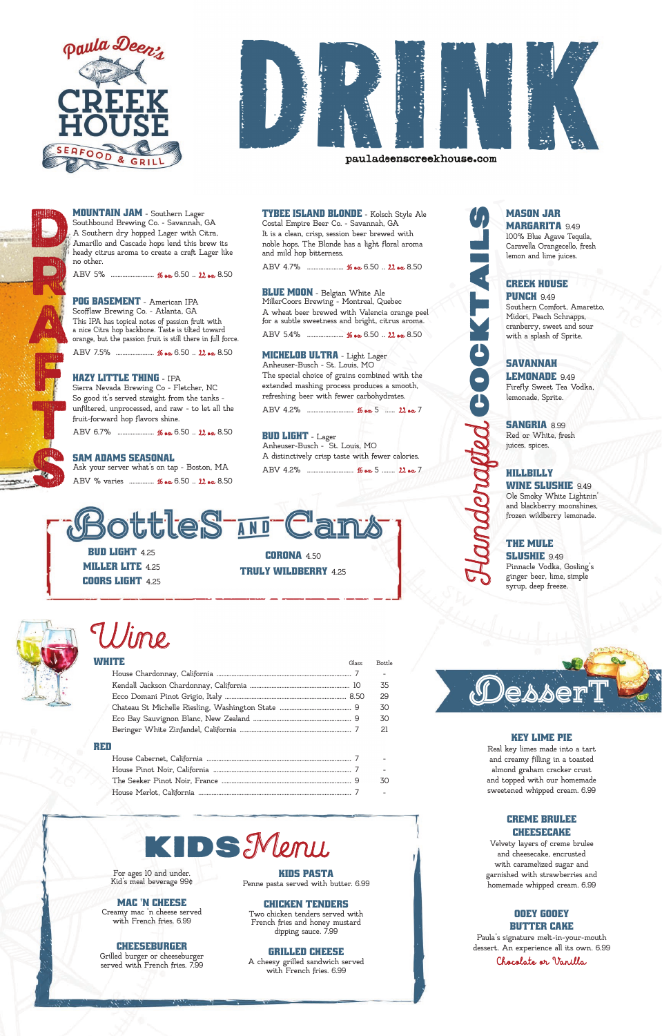# Paula Deen's Creek House

SEAFOOD & GRILL

# DRINK

pauladeenscreekhouse.com

## DRAFTS

**MOUNTAIN JAM** - Southern Lager
Southbound Brewing Co. - Savannah, GA
A Southern dry hopped Lager with Citra, Amarillo and Cascade hops lend this brew its heady citrus aroma to create a craft Lager like no other.
ABV 5% .......... 16 oz 6.50 .. 22 oz 8.50

**POG BASEMENT** - American IPA
Scofflaw Brewing Co. - Atlanta, GA
This IPA has topical notes of passion fruit with a nice Citra hop backbone. Taste is tilted toward orange, but the passion fruit is still there in full force.
ABV 7.5% .......... 16 oz 6.50 .. 22 oz 8.50

**HAZY LITTLE THING** - IPA
Sierra Nevada Brewing Co - Fletcher, NC
So good it's served straight from the tanks - unfiltered, unprocessed, and raw - to let all the fruit-forward hop flavors shine.
ABV 6.7% .......... 16 oz 6.50 .. 22 oz 8.50

**SAM ADAMS SEASONAL**
Ask your server what's on tap - Boston, MA
ABV % varies .......... 16 oz 6.50 .. 22 oz 8.50

**TYBEE ISLAND BLONDE** - Kolsch Style Ale
Costal Empire Beer Co. - Savannah, GA
It is a clean, crisp, session beer brewed with noble hops. The Blonde has a light floral aroma and mild hop bitterness.
ABV 4.7% .......... 16 oz 6.50 .. 22 oz 8.50

**BLUE MOON** - Belgian White Ale
MillerCoors Brewing - Montreal, Quebec
A wheat beer brewed with Valencia orange peel for a subtle sweetness and bright, citrus aroma.
ABV 5.4% .......... 16 oz 6.50 .. 22 oz 8.50

**MICHELOB ULTRA** - Light Lager
Anheuser-Busch - St. Louis, MO
The special choice of grains combined with the extended mashing process produces a smooth, refreshing beer with fewer carbohydrates.
ABV 4.2% .......... 16 oz 5 ...... 22 oz 7

**BUD LIGHT** - Lager
Anheuser-Busch - St. Louis, MO
A distinctively crisp taste with fewer calories.
ABV 4.2% .......... 16 oz 5 ...... 22 oz 7

## Handcrafted COCKTAILS

**MASON JAR MARGARITA** 9.49
100% Blue Agave Tequila, Caravella Orangecello, fresh lemon and lime juices.

**CREEK HOUSE PUNCH** 9.49
Southern Comfort, Amaretto, Midori, Peach Schnapps, cranberry, sweet and sour with a splash of Sprite.

**SAVANNAH LEMONADE** 9.49
Firefly Sweet Tea Vodka, lemonade, Sprite.

**SANGRIA** 8.99
Red or White, fresh juices, spices.

**HILLBILLY WINE SLUSHIE** 9.49
Ole Smoky White Lightnin' and blackberry moonshines, frozen wildberry lemonade.

**THE MULE SLUSHIE** 9.49
Pinnacle Vodka, Gosling's ginger beer, lime, simple syrup, deep freeze.

## Bottles and Cans

**BUD LIGHT** 4.25
**MILLER LITE** 4.25
**COORS LIGHT** 4.25
**CORONA** 4.50
**TRULY WILDBERRY** 4.25

## Wine

| WHITE | Glass | Bottle |
|---|---|---|
| House Chardonnay, California | 7 | - |
| Kendall Jackson Chardonnay, California | 10 | 35 |
| Ecco Domani Pinot Grigio, Italy | 8.50 | 29 |
| Chateau St Michelle Riesling, Washington State | 9 | 30 |
| Eco Bay Sauvignon Blanc, New Zealand | 9 | 30 |
| Beringer White Zinfandel, California | 7 | 21 |
| **RED** | | |
| House Cabernet, California | 7 | - |
| House Pinot Noir, California | 7 | - |
| The Seeker Pinot Noir, France | 9 | 30 |
| House Merlot, California | 7 | - |

## KIDS Menu

For ages 10 and under.
Kid's meal beverage 99¢

**MAC 'N CHEESE**
Creamy mac 'n cheese served with French fries. 6.99

**CHEESEBURGER**
Grilled burger or cheeseburger served with French fries. 7.99

**KIDS PASTA**
Penne pasta served with butter. 6.99

**CHICKEN TENDERS**
Two chicken tenders served with French fries and honey mustard dipping sauce. 7.99

**GRILLED CHEESE**
A cheesy grilled sandwich served with French fries. 6.99

## DesserT

**KEY LIME PIE**
Real key limes made into a tart and creamy filling in a toasted almond graham cracker crust and topped with our homemade sweetened whipped cream. 6.99

**CREME BRULEE CHEESECAKE**
Velvety layers of creme brulee and cheesecake, encrusted with caramelized sugar and garnished with strawberries and homemade whipped cream. 6.99

**OOEY GOOEY BUTTER CAKE**
Paula's signature melt-in-your-mouth dessert. An experience all its own. 6.99
*Chocolate or Vanilla*